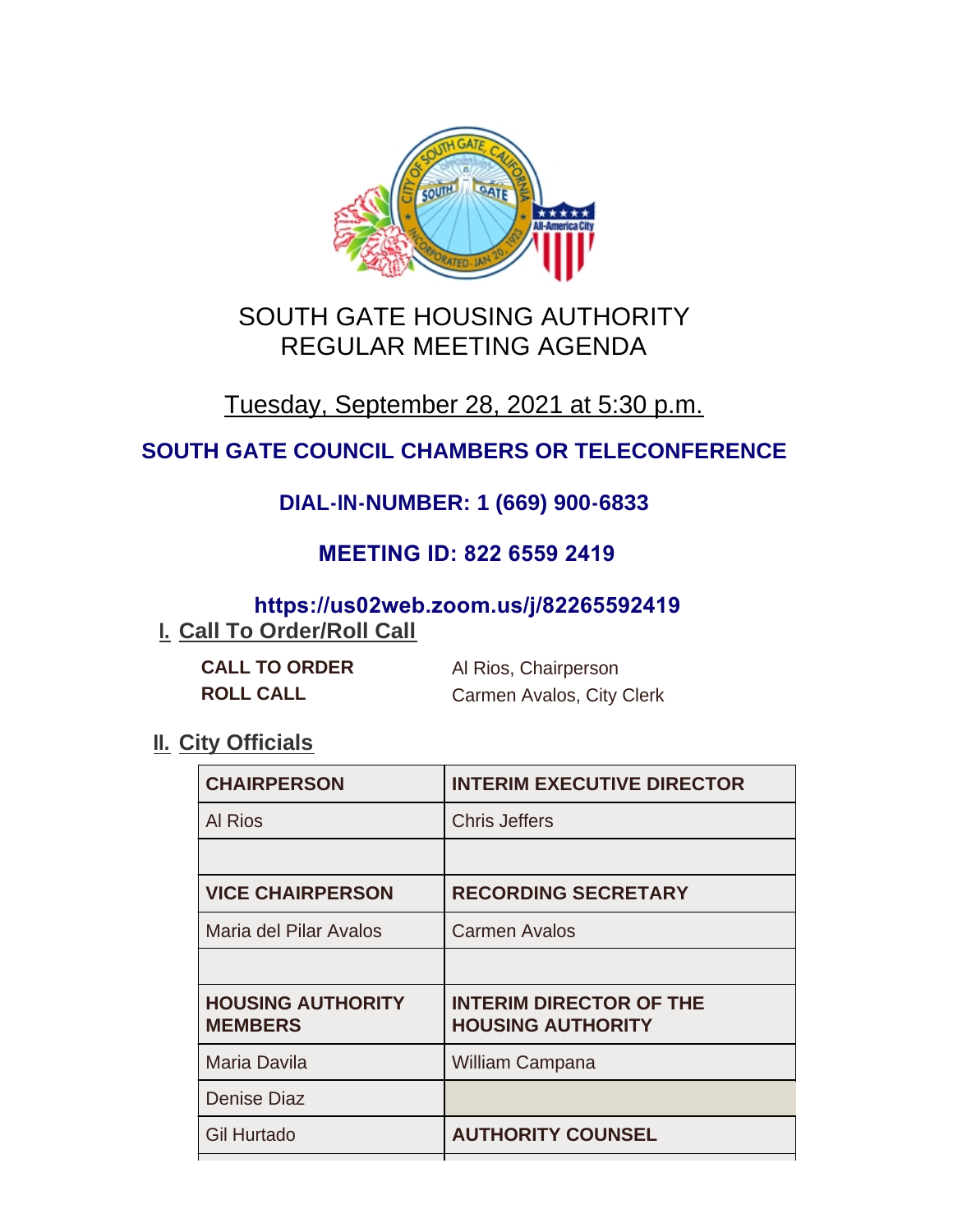# SOUTH GATE HOUSING AUTHORITY
# REGULAR MEETING AGENDA

Tuesday, September 28, 2021 at 5:30 p.m.

**SOUTH GATE COUNCIL CHAMBERS OR TELECONFERENCE**

**DIAL-IN-NUMBER: 1 (669) 900-6833**

**MEETING ID: 822 6559 2419**

**https://us02web.zoom.us/j/82265592419**

## I. Call To Order/Roll Call

**CALL TO ORDER** Al Rios, Chairperson

**ROLL CALL** Carmen Avalos, City Clerk

## II. City Officials

| CHAIRPERSON | INTERIM EXECUTIVE DIRECTOR |
|---|---|
| Al Rios | Chris Jeffers |
| | |
| **VICE CHAIRPERSON** | **RECORDING SECRETARY** |
| Maria del Pilar Avalos | Carmen Avalos |
| | |
| **HOUSING AUTHORITY MEMBERS** | **INTERIM DIRECTOR OF THE HOUSING AUTHORITY** |
| Maria Davila | William Campana |
| Denise Diaz | |
| Gil Hurtado | **AUTHORITY COUNSEL** |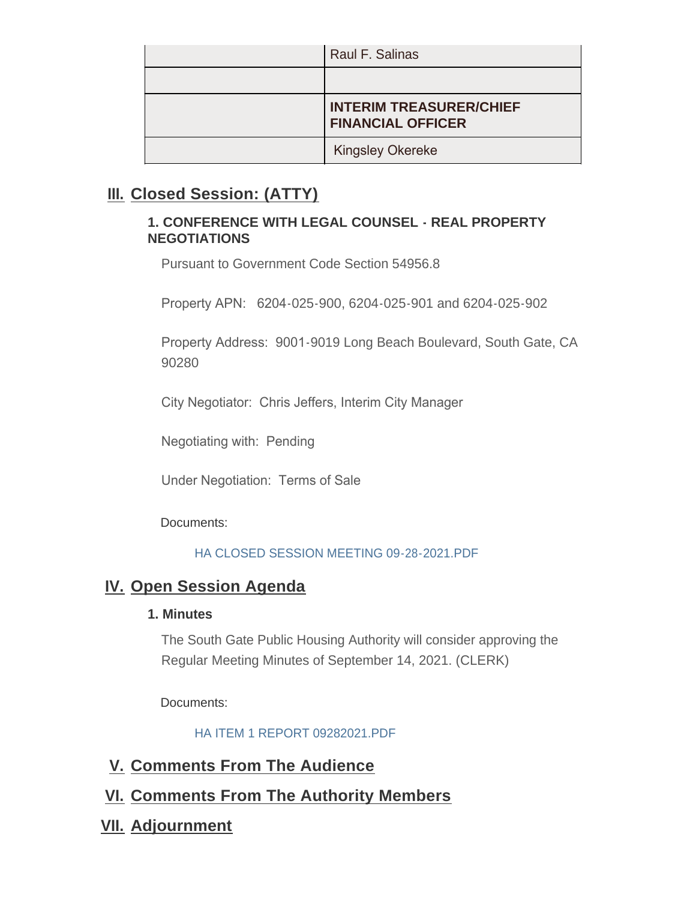| | |
|---|---|
| | Raul F. Salinas |
| | |
| | **INTERIM TREASURER/CHIEF FINANCIAL OFFICER** |
| | Kingsley Okereke |

## III. Closed Session: (ATTY)

### 1. CONFERENCE WITH LEGAL COUNSEL - REAL PROPERTY NEGOTIATIONS

Pursuant to Government Code Section 54956.8

Property APN: 6204-025-900, 6204-025-901 and 6204-025-902

Property Address: 9001-9019 Long Beach Boulevard, South Gate, CA 90280

City Negotiator: Chris Jeffers, Interim City Manager

Negotiating with: Pending

Under Negotiation: Terms of Sale

Documents:

HA CLOSED SESSION MEETING 09-28-2021.PDF

## IV. Open Session Agenda

### 1. Minutes

The South Gate Public Housing Authority will consider approving the Regular Meeting Minutes of September 14, 2021. (CLERK)

Documents:

HA ITEM 1 REPORT 09282021.PDF

## V. Comments From The Audience

## VI. Comments From The Authority Members

## VII. Adjournment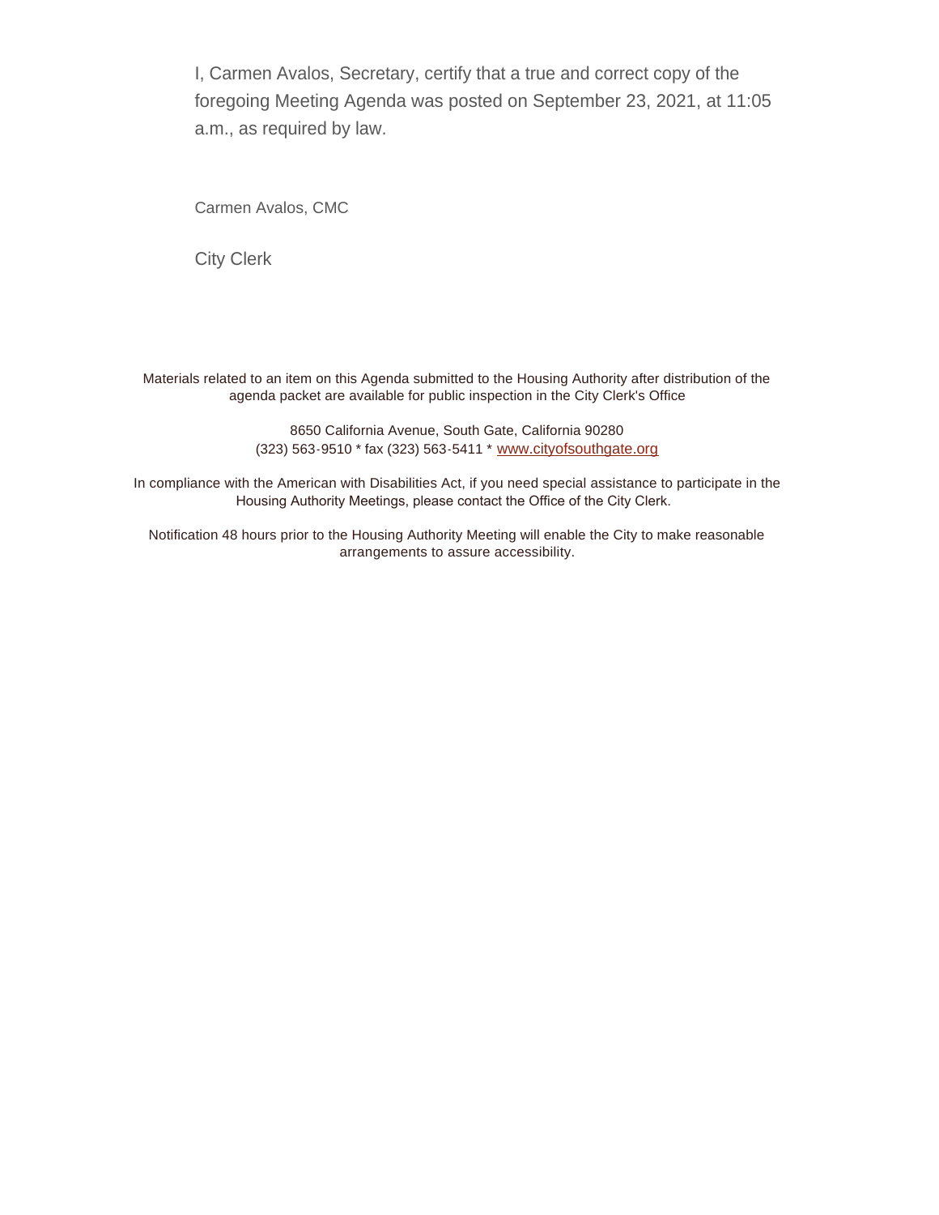I, Carmen Avalos, Secretary, certify that a true and correct copy of the foregoing Meeting Agenda was posted on September 23, 2021, at 11:05 a.m., as required by law.

Carmen Avalos, CMC

City Clerk

Materials related to an item on this Agenda submitted to the Housing Authority after distribution of the agenda packet are available for public inspection in the City Clerk's Office

8650 California Avenue, South Gate, California 90280
(323) 563-9510 * fax (323) 563-5411 * www.cityofsouthgate.org

In compliance with the American with Disabilities Act, if you need special assistance to participate in the Housing Authority Meetings, please contact the Office of the City Clerk.

Notification 48 hours prior to the Housing Authority Meeting will enable the City to make reasonable arrangements to assure accessibility.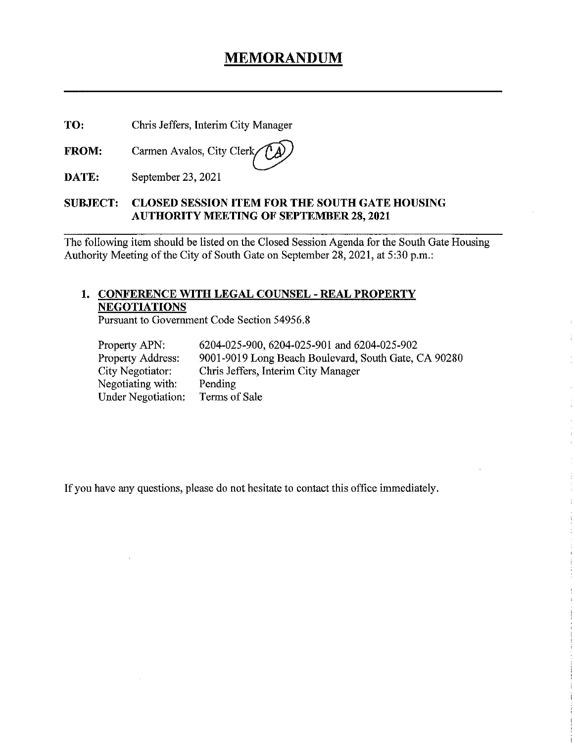# MEMORANDUM

---

**TO:** Chris Jeffers, Interim City Manager

**FROM:** Carmen Avalos, City Clerk CA

**DATE:** September 23, 2021

**SUBJECT: CLOSED SESSION ITEM FOR THE SOUTH GATE HOUSING AUTHORITY MEETING OF SEPTEMBER 28, 2021**

---

The following item should be listed on the Closed Session Agenda for the South Gate Housing Authority Meeting of the City of South Gate on September 28, 2021, at 5:30 p.m.:

1. **CONFERENCE WITH LEGAL COUNSEL - REAL PROPERTY NEGOTIATIONS**
   Pursuant to Government Code Section 54956.8

   Property APN: 6204-025-900, 6204-025-901 and 6204-025-902
   Property Address: 9001-9019 Long Beach Boulevard, South Gate, CA 90280
   City Negotiator: Chris Jeffers, Interim City Manager
   Negotiating with: Pending
   Under Negotiation: Terms of Sale

If you have any questions, please do not hesitate to contact this office immediately.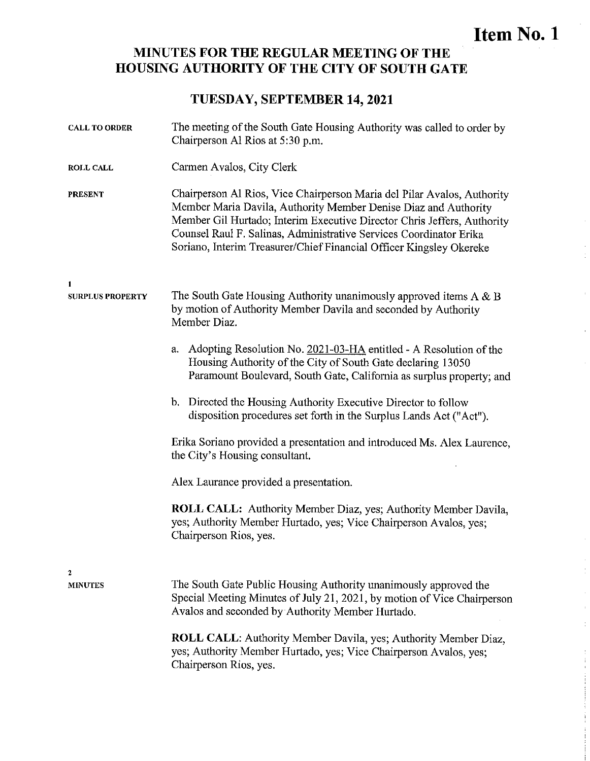**Item No. 1**

# MINUTES FOR THE REGULAR MEETING OF THE HOUSING AUTHORITY OF THE CITY OF SOUTH GATE

## TUESDAY, SEPTEMBER 14, 2021

**CALL TO ORDER**

The meeting of the South Gate Housing Authority was called to order by Chairperson Al Rios at 5:30 p.m.

**ROLL CALL**

Carmen Avalos, City Clerk

**PRESENT**

Chairperson Al Rios, Vice Chairperson Maria del Pilar Avalos, Authority Member Maria Davila, Authority Member Denise Diaz and Authority Member Gil Hurtado; Interim Executive Director Chris Jeffers, Authority Counsel Raul F. Salinas, Administrative Services Coordinator Erika Soriano, Interim Treasurer/Chief Financial Officer Kingsley Okereke

**1**
**SURPLUS PROPERTY**

The South Gate Housing Authority unanimously approved items A & B by motion of Authority Member Davila and seconded by Authority Member Diaz.

a. Adopting Resolution No. 2021-03-HA entitled - A Resolution of the Housing Authority of the City of South Gate declaring 13050 Paramount Boulevard, South Gate, California as surplus property; and

b. Directed the Housing Authority Executive Director to follow disposition procedures set forth in the Surplus Lands Act ("Act").

Erika Soriano provided a presentation and introduced Ms. Alex Laurence, the City's Housing consultant.

Alex Laurance provided a presentation.

**ROLL CALL:** Authority Member Diaz, yes; Authority Member Davila, yes; Authority Member Hurtado, yes; Vice Chairperson Avalos, yes; Chairperson Rios, yes.

**2**
**MINUTES**

The South Gate Public Housing Authority unanimously approved the Special Meeting Minutes of July 21, 2021, by motion of Vice Chairperson Avalos and seconded by Authority Member Hurtado.

**ROLL CALL:** Authority Member Davila, yes; Authority Member Diaz, yes; Authority Member Hurtado, yes; Vice Chairperson Avalos, yes; Chairperson Rios, yes.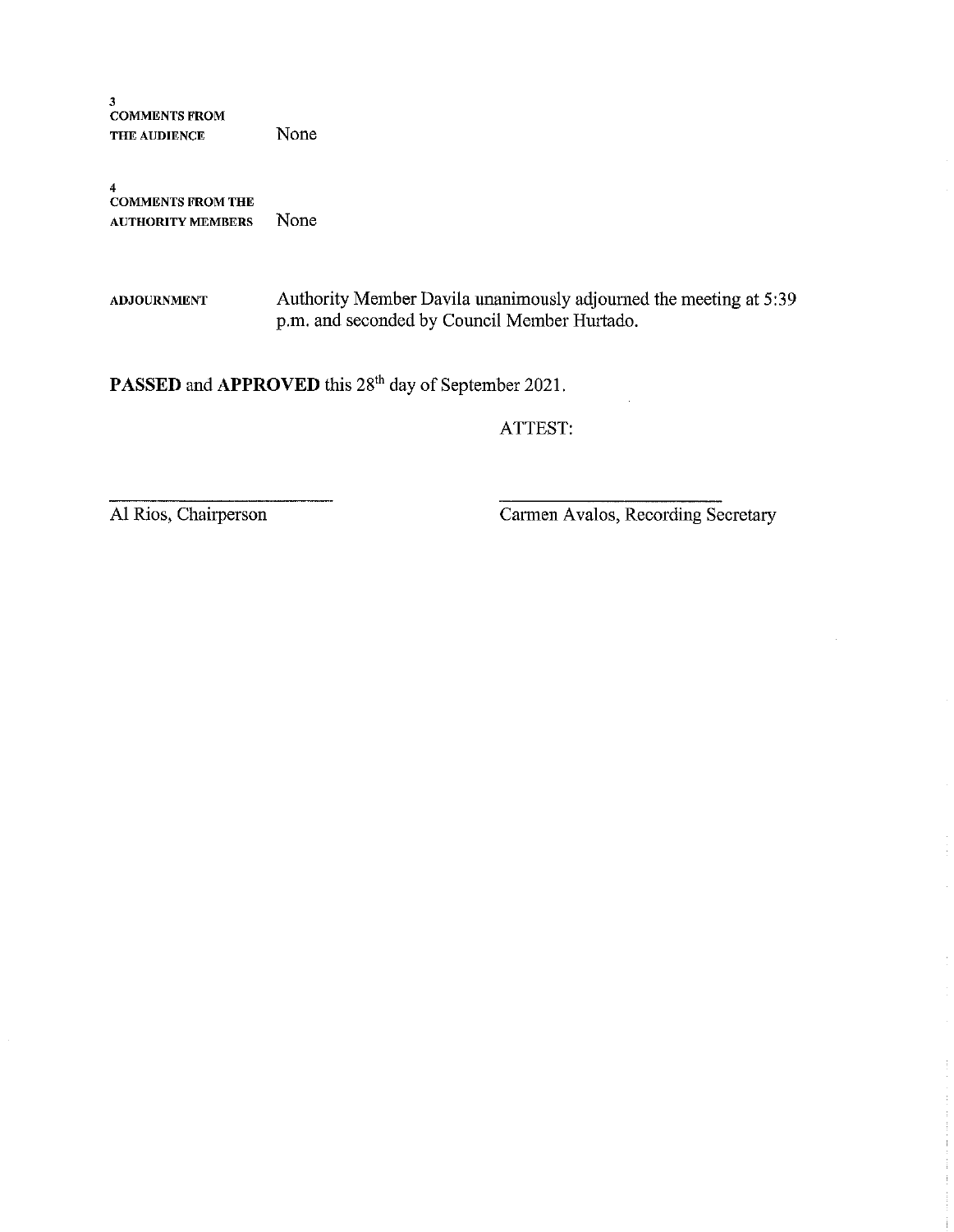**3**
**COMMENTS FROM THE AUDIENCE** None

**4**
**COMMENTS FROM THE AUTHORITY MEMBERS** None

**ADJOURNMENT** Authority Member Davila unanimously adjourned the meeting at 5:39 p.m. and seconded by Council Member Hurtado.

**PASSED** and **APPROVED** this 28th day of September 2021.

ATTEST:

_________________________
Al Rios, Chairperson

_________________________
Carmen Avalos, Recording Secretary